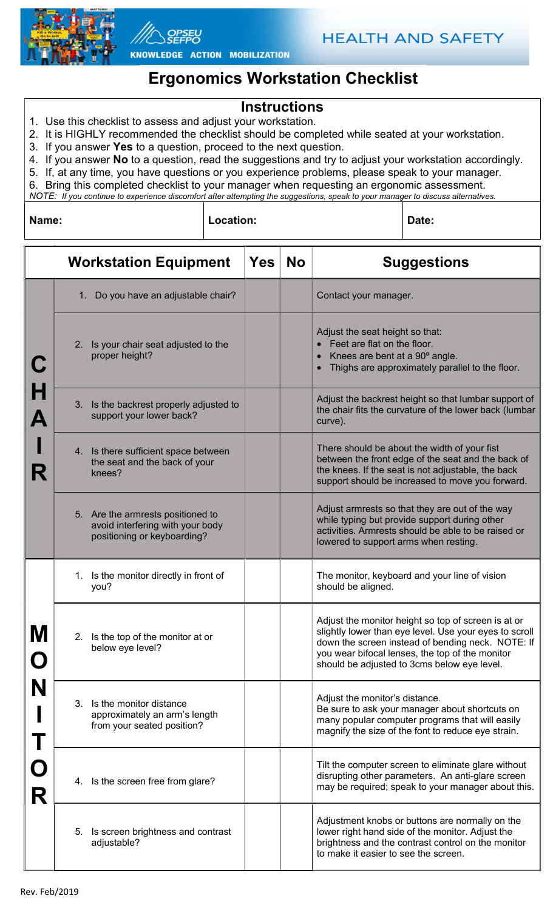OPSEU SEFPO — KNOWLEDGE ACTION MOBILIZATION — HEALTH AND SAFETY

# Ergonomics Workstation Checklist

## Instructions

1. Use this checklist to assess and adjust your workstation.
2. It is HIGHLY recommended the checklist should be completed while seated at your workstation.
3. If you answer **Yes** to a question, proceed to the next question.
4. If you answer **No** to a question, read the suggestions and try to adjust your workstation accordingly.
5. If, at any time, you have questions or you experience problems, please speak to your manager.
6. Bring this completed checklist to your manager when requesting an ergonomic assessment.

*NOTE: If you continue to experience discomfort after attempting the suggestions, speak to your manager to discuss alternatives.*

| **Name:** | **Location:** | **Date:** |
|---|---|---|
| | | |

| | Workstation Equipment | Yes | No | Suggestions |
|---|---|---|---|---|
| **CHAIR** | 1. Do you have an adjustable chair? | | | Contact your manager. |
| | 2. Is your chair seat adjusted to the proper height? | | | Adjust the seat height so that:<br>• Feet are flat on the floor.<br>• Knees are bent at a 90º angle.<br>• Thighs are approximately parallel to the floor. |
| | 3. Is the backrest properly adjusted to support your lower back? | | | Adjust the backrest height so that lumbar support of the chair fits the curvature of the lower back (lumbar curve). |
| | 4. Is there sufficient space between the seat and the back of your knees? | | | There should be about the width of your fist between the front edge of the seat and the back of the knees. If the seat is not adjustable, the back support should be increased to move you forward. |
| | 5. Are the armrests positioned to avoid interfering with your body positioning or keyboarding? | | | Adjust armrests so that they are out of the way while typing but provide support during other activities. Armrests should be able to be raised or lowered to support arms when resting. |
| **MONITOR** | 1. Is the monitor directly in front of you? | | | The monitor, keyboard and your line of vision should be aligned. |
| | 2. Is the top of the monitor at or below eye level? | | | Adjust the monitor height so top of screen is at or slightly lower than eye level. Use your eyes to scroll down the screen instead of bending neck. NOTE: If you wear bifocal lenses, the top of the monitor should be adjusted to 3cms below eye level. |
| | 3. Is the monitor distance approximately an arm's length from your seated position? | | | Adjust the monitor's distance.<br>Be sure to ask your manager about shortcuts on many popular computer programs that will easily magnify the size of the font to reduce eye strain. |
| | 4. Is the screen free from glare? | | | Tilt the computer screen to eliminate glare without disrupting other parameters. An anti-glare screen may be required; speak to your manager about this. |
| | 5. Is screen brightness and contrast adjustable? | | | Adjustment knobs or buttons are normally on the lower right hand side of the monitor. Adjust the brightness and the contrast control on the monitor to make it easier to see the screen. |

Rev. Feb/2019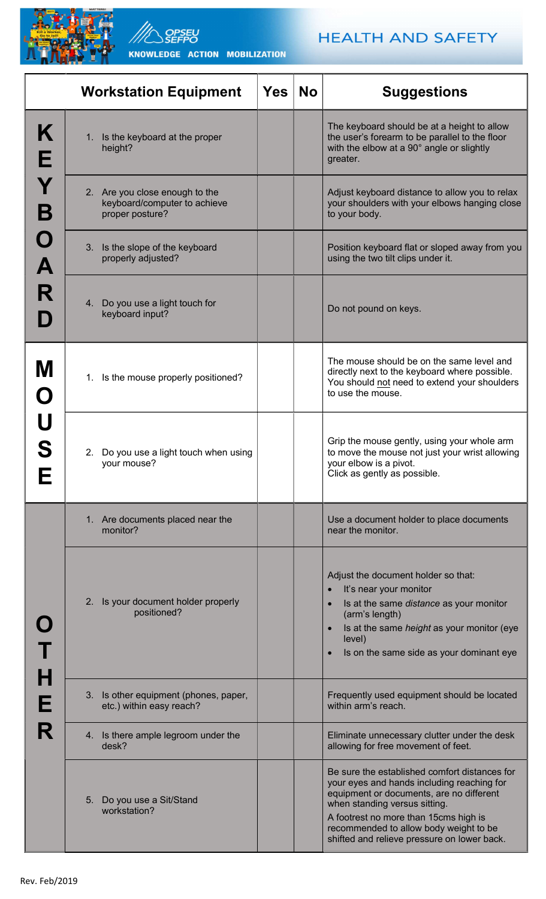| | Workstation Equipment | Yes | No | Suggestions |
|---|---|---|---|---|
| KEYBOARD | 1. Is the keyboard at the proper height? | | | The keyboard should be at a height to allow the user's forearm to be parallel to the floor with the elbow at a 90° angle or slightly greater. |
| | 2. Are you close enough to the keyboard/computer to achieve proper posture? | | | Adjust keyboard distance to allow you to relax your shoulders with your elbows hanging close to your body. |
| | 3. Is the slope of the keyboard properly adjusted? | | | Position keyboard flat or sloped away from you using the two tilt clips under it. |
| | 4. Do you use a light touch for keyboard input? | | | Do not pound on keys. |
| MOUSE | 1. Is the mouse properly positioned? | | | The mouse should be on the same level and directly next to the keyboard where possible. You should not need to extend your shoulders to use the mouse. |
| | 2. Do you use a light touch when using your mouse? | | | Grip the mouse gently, using your whole arm to move the mouse not just your wrist allowing your elbow is a pivot. Click as gently as possible. |
| OTHER | 1. Are documents placed near the monitor? | | | Use a document holder to place documents near the monitor. |
| | 2. Is your document holder properly positioned? | | | Adjust the document holder so that: • It's near your monitor • Is at the same *distance* as your monitor (arm's length) • Is at the same *height* as your monitor (eye level) • Is on the same side as your dominant eye |
| | 3. Is other equipment (phones, paper, etc.) within easy reach? | | | Frequently used equipment should be located within arm's reach. |
| | 4. Is there ample legroom under the desk? | | | Eliminate unnecessary clutter under the desk allowing for free movement of feet. |
| | 5. Do you use a Sit/Stand workstation? | | | Be sure the established comfort distances for your eyes and hands including reaching for equipment or documents, are no different when standing versus sitting. A footrest no more than 15cms high is recommended to allow body weight to be shifted and relieve pressure on lower back. |

Rev. Feb/2019